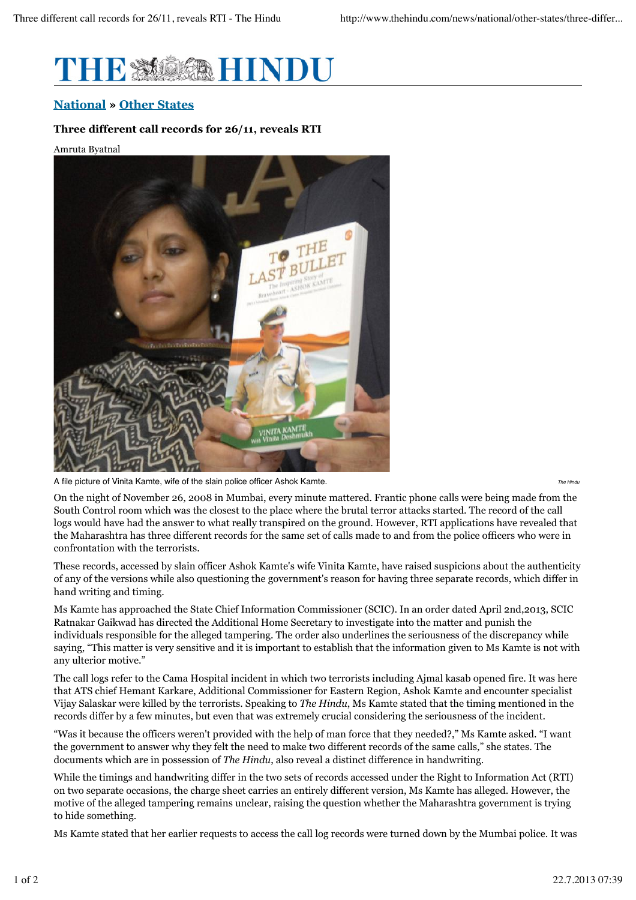# THE HINDU

**National » Other States**

### Three different call records for 26/11, reveals RTI

Amruta Byatnal

A file picture of Vinita Kamte, wife of the slain police officer Ashok Kamte. *The Hindu*

On the night of November 26, 2008 in Mumbai, every minute mattered. Frantic phone calls were being made from the South Control room which was the closest to the place where the brutal terror attacks started. The record of the call logs would have had the answer to what really transpired on the ground. However, RTI applications have revealed that the Maharashtra has three different records for the same set of calls made to and from the police officers who were in confrontation with the terrorists.

These records, accessed by slain officer Ashok Kamte's wife Vinita Kamte, have raised suspicions about the authenticity of any of the versions while also questioning the government's reason for having three separate records, which differ in hand writing and timing.

Ms Kamte has approached the State Chief Information Commissioner (SCIC). In an order dated April 2nd,2013, SCIC Ratnakar Gaikwad has directed the Additional Home Secretary to investigate into the matter and punish the individuals responsible for the alleged tampering. The order also underlines the seriousness of the discrepancy while saying, "This matter is very sensitive and it is important to establish that the information given to Ms Kamte is not with any ulterior motive."

The call logs refer to the Cama Hospital incident in which two terrorists including Ajmal kasab opened fire. It was here that ATS chief Hemant Karkare, Additional Commissioner for Eastern Region, Ashok Kamte and encounter specialist Vijay Salaskar were killed by the terrorists. Speaking to *The Hindu*, Ms Kamte stated that the timing mentioned in the records differ by a few minutes, but even that was extremely crucial considering the seriousness of the incident.

"Was it because the officers weren't provided with the help of man force that they needed?," Ms Kamte asked. "I want the government to answer why they felt the need to make two different records of the same calls," she states. The documents which are in possession of *The Hindu*, also reveal a distinct difference in handwriting.

While the timings and handwriting differ in the two sets of records accessed under the Right to Information Act (RTI) on two separate occasions, the charge sheet carries an entirely different version, Ms Kamte has alleged. However, the motive of the alleged tampering remains unclear, raising the question whether the Maharashtra government is trying to hide something.

Ms Kamte stated that her earlier requests to access the call log records were turned down by the Mumbai police. It was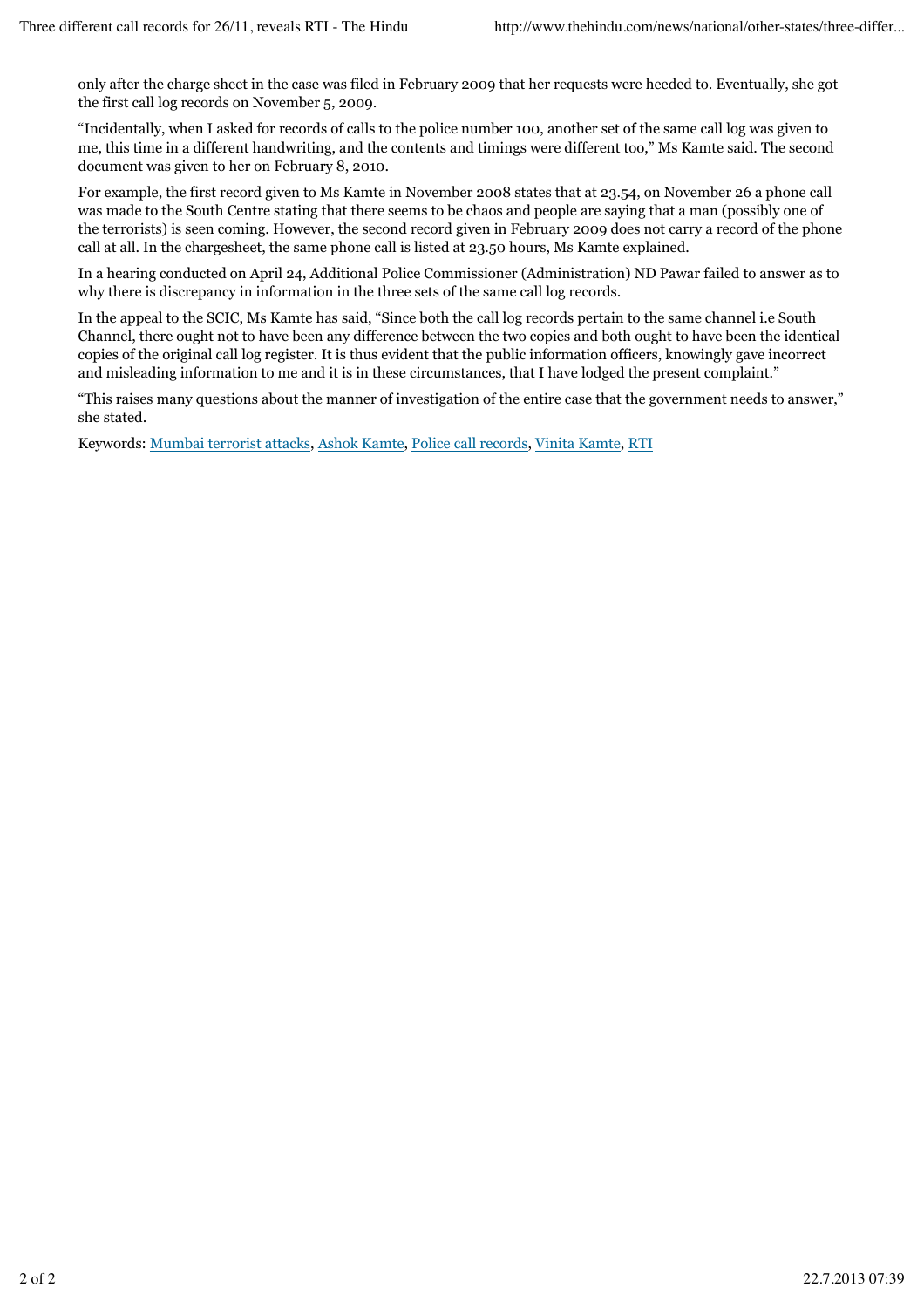only after the charge sheet in the case was filed in February 2009 that her requests were heeded to. Eventually, she got the first call log records on November 5, 2009.

"Incidentally, when I asked for records of calls to the police number 100, another set of the same call log was given to me, this time in a different handwriting, and the contents and timings were different too," Ms Kamte said. The second document was given to her on February 8, 2010.

For example, the first record given to Ms Kamte in November 2008 states that at 23.54, on November 26 a phone call was made to the South Centre stating that there seems to be chaos and people are saying that a man (possibly one of the terrorists) is seen coming. However, the second record given in February 2009 does not carry a record of the phone call at all. In the chargesheet, the same phone call is listed at 23.50 hours, Ms Kamte explained.

In a hearing conducted on April 24, Additional Police Commissioner (Administration) ND Pawar failed to answer as to why there is discrepancy in information in the three sets of the same call log records.

In the appeal to the SCIC, Ms Kamte has said, "Since both the call log records pertain to the same channel i.e South Channel, there ought not to have been any difference between the two copies and both ought to have been the identical copies of the original call log register. It is thus evident that the public information officers, knowingly gave incorrect and misleading information to me and it is in these circumstances, that I have lodged the present complaint."

"This raises many questions about the manner of investigation of the entire case that the government needs to answer," she stated.

Keywords: Mumbai terrorist attacks, Ashok Kamte, Police call records, Vinita Kamte, RTI